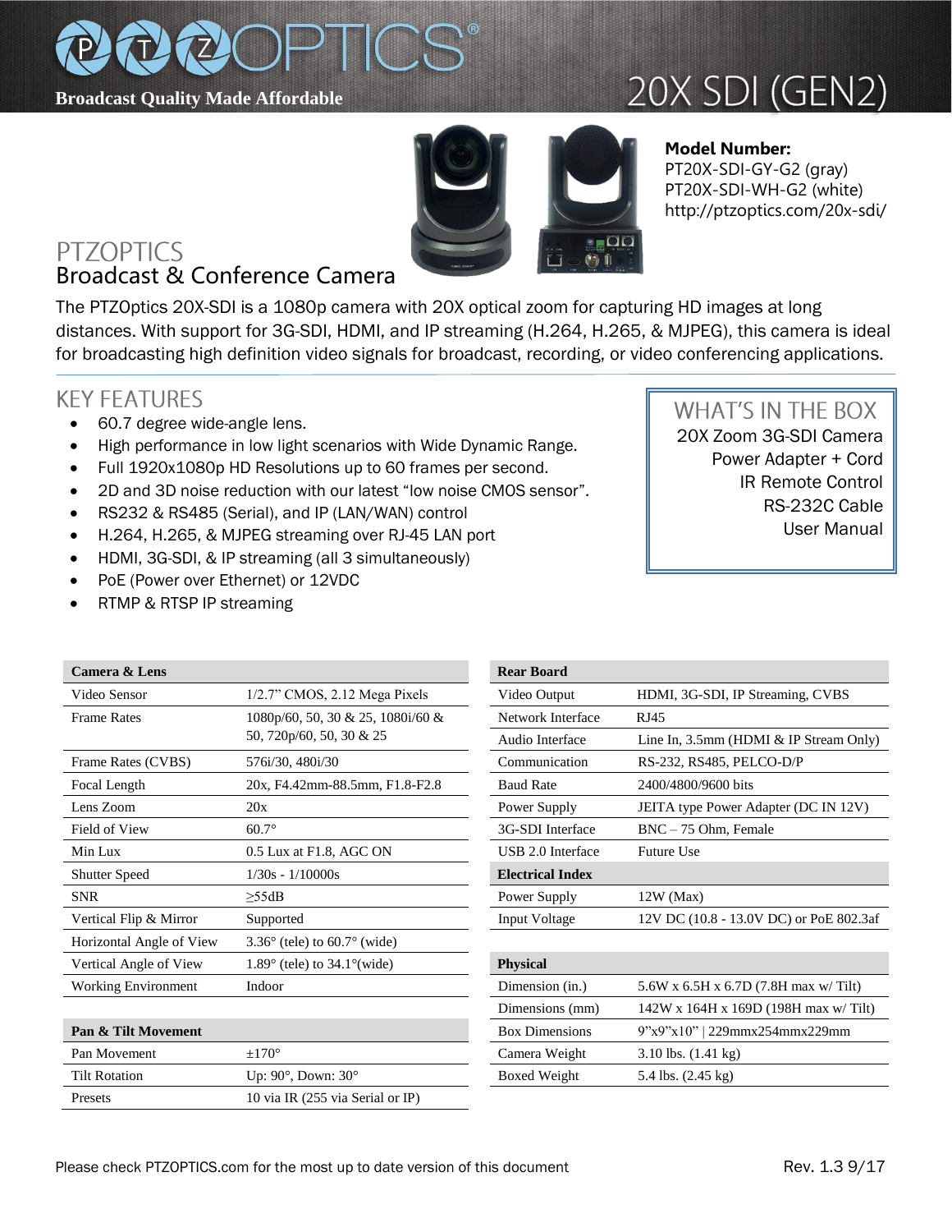# PTZOPTICS®

**Broadcast Quality Made Affordable**

# 20X SDI (GEN2)

**Model Number:**
PT20X-SDI-GY-G2 (gray)
PT20X-SDI-WH-G2 (white)
http://ptzoptics.com/20x-sdi/

## PTZOPTICS
## Broadcast & Conference Camera

The PTZOptics 20X-SDI is a 1080p camera with 20X optical zoom for capturing HD images at long distances. With support for 3G-SDI, HDMI, and IP streaming (H.264, H.265, & MJPEG), this camera is ideal for broadcasting high definition video signals for broadcast, recording, or video conferencing applications.

## KEY FEATURES

- 60.7 degree wide-angle lens.
- High performance in low light scenarios with Wide Dynamic Range.
- Full 1920x1080p HD Resolutions up to 60 frames per second.
- 2D and 3D noise reduction with our latest "low noise CMOS sensor".
- RS232 & RS485 (Serial), and IP (LAN/WAN) control
- H.264, H.265, & MJPEG streaming over RJ-45 LAN port
- HDMI, 3G-SDI, & IP streaming (all 3 simultaneously)
- PoE (Power over Ethernet) or 12VDC
- RTMP & RTSP IP streaming

## WHAT'S IN THE BOX

20X Zoom 3G-SDI Camera
Power Adapter + Cord
IR Remote Control
RS-232C Cable
User Manual

| Camera & Lens | |
|---|---|
| Video Sensor | 1/2.7" CMOS, 2.12 Mega Pixels |
| Frame Rates | 1080p/60, 50, 30 & 25, 1080i/60 & 50, 720p/60, 50, 30 & 25 |
| Frame Rates (CVBS) | 576i/30, 480i/30 |
| Focal Length | 20x, F4.42mm-88.5mm, F1.8-F2.8 |
| Lens Zoom | 20x |
| Field of View | 60.7° |
| Min Lux | 0.5 Lux at F1.8, AGC ON |
| Shutter Speed | 1/30s - 1/10000s |
| SNR | ≥55dB |
| Vertical Flip & Mirror | Supported |
| Horizontal Angle of View | 3.36° (tele) to 60.7° (wide) |
| Vertical Angle of View | 1.89° (tele) to 34.1°(wide) |
| Working Environment | Indoor |

| Pan & Tilt Movement | |
|---|---|
| Pan Movement | ±170° |
| Tilt Rotation | Up: 90°, Down: 30° |
| Presets | 10 via IR (255 via Serial or IP) |

| Rear Board | |
|---|---|
| Video Output | HDMI, 3G-SDI, IP Streaming, CVBS |
| Network Interface | RJ45 |
| Audio Interface | Line In, 3.5mm (HDMI & IP Stream Only) |
| Communication | RS-232, RS485, PELCO-D/P |
| Baud Rate | 2400/4800/9600 bits |
| Power Supply | JEITA type Power Adapter (DC IN 12V) |
| 3G-SDI Interface | BNC – 75 Ohm, Female |
| USB 2.0 Interface | Future Use |
| **Electrical Index** | |
| Power Supply | 12W (Max) |
| Input Voltage | 12V DC (10.8 - 13.0V DC) or PoE 802.3af |

| Physical | |
|---|---|
| Dimension (in.) | 5.6W x 6.5H x 6.7D (7.8H max w/ Tilt) |
| Dimensions (mm) | 142W x 164H x 169D (198H max w/ Tilt) |
| Box Dimensions | 9"x9"x10" \| 229mmx254mmx229mm |
| Camera Weight | 3.10 lbs. (1.41 kg) |
| Boxed Weight | 5.4 lbs. (2.45 kg) |

Please check PTZOPTICS.com for the most up to date version of this document

Rev. 1.3 9/17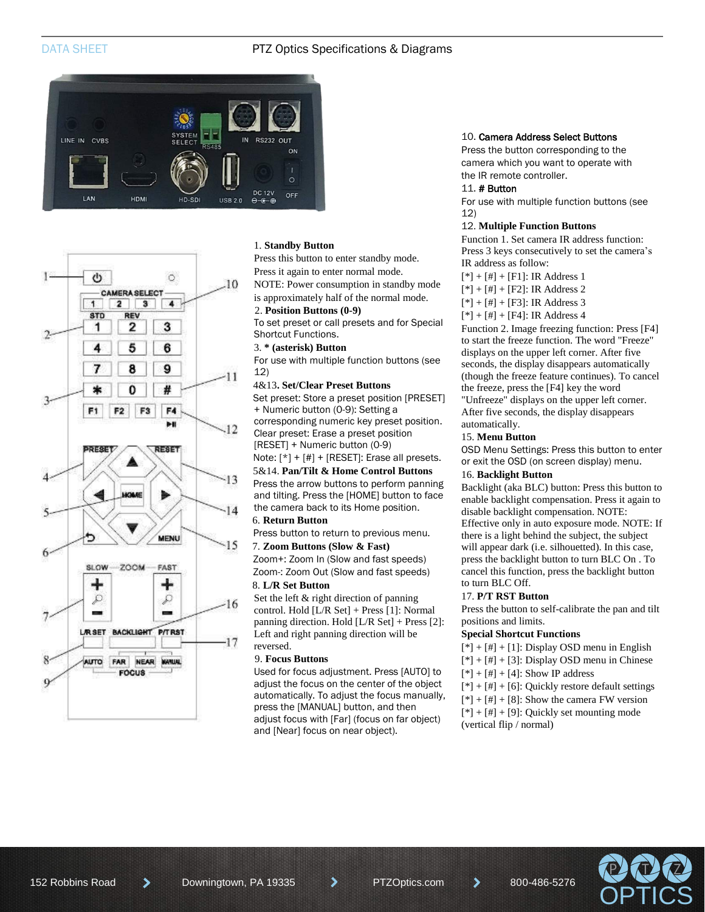1. **Standby Button**
Press this button to enter standby mode.
Press it again to enter normal mode.
NOTE: Power consumption in standby mode is approximately half of the normal mode.

2. **Position Buttons (0-9)**
To set preset or call presets and for Special Shortcut Functions.

3. *** (asterisk) Button**
For use with multiple function buttons (see 12)

4&13. **Set/Clear Preset Buttons**
Set preset: Store a preset position [PRESET] + Numeric button (0-9): Setting a corresponding numeric key preset position.
Clear preset: Erase a preset position [RESET] + Numeric button (0-9)
Note: [*] + [#] + [RESET]: Erase all presets.

5&14. **Pan/Tilt & Home Control Buttons**
Press the arrow buttons to perform panning and tilting. Press the [HOME] button to face the camera back to its Home position.

6. **Return Button**
Press button to return to previous menu.

7. **Zoom Buttons (Slow & Fast)**
Zoom+: Zoom In (Slow and fast speeds)
Zoom-: Zoom Out (Slow and fast speeds)

8. **L/R Set Button**
Set the left & right direction of panning control. Hold [L/R Set] + Press [1]: Normal panning direction. Hold [L/R Set] + Press [2]: Left and right panning direction will be reversed.

9. **Focus Buttons**
Used for focus adjustment. Press [AUTO] to adjust the focus on the center of the object automatically. To adjust the focus manually, press the [MANUAL] button, and then adjust focus with [Far] (focus on far object) and [Near] focus on near object).

10. **Camera Address Select Buttons**
Press the button corresponding to the camera which you want to operate with the IR remote controller.

11. **# Button**
For use with multiple function buttons (see 12)

12. **Multiple Function Buttons**
Function 1. Set camera IR address function: Press 3 keys consecutively to set the camera's IR address as follow:
[*] + [#] + [F1]: IR Address 1
[*] + [#] + [F2]: IR Address 2
[*] + [#] + [F3]: IR Address 3
[*] + [#] + [F4]: IR Address 4
Function 2. Image freezing function: Press [F4] to start the freeze function. The word "Freeze" displays on the upper left corner. After five seconds, the display disappears automatically (though the freeze feature continues). To cancel the freeze, press the [F4] key the word "Unfreeze" displays on the upper left corner. After five seconds, the display disappears automatically.

15. **Menu Button**
OSD Menu Settings: Press this button to enter or exit the OSD (on screen display) menu.

16. **Backlight Button**
Backlight (aka BLC) button: Press this button to enable backlight compensation. Press it again to disable backlight compensation. NOTE: Effective only in auto exposure mode. NOTE: If there is a light behind the subject, the subject will appear dark (i.e. silhouetted). In this case, press the backlight button to turn BLC On . To cancel this function, press the backlight button to turn BLC Off.

17. **P/T RST Button**
Press the button to self-calibrate the pan and tilt positions and limits.

**Special Shortcut Functions**
[*] + [#] + [1]: Display OSD menu in English
[*] + [#] + [3]: Display OSD menu in Chinese
[*] + [#] + [4]: Show IP address
[*] + [#] + [6]: Quickly restore default settings
[*] + [#] + [8]: Show the camera FW version
[*] + [#] + [9]: Quickly set mounting mode (vertical flip / normal)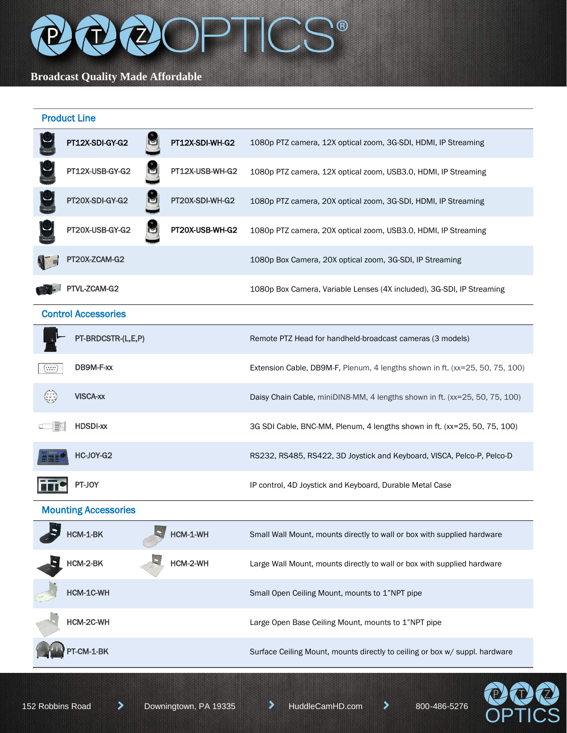**Broadcast Quality Made Affordable**

## Product Line

| | | |
|---|---|---|
| PT12X-SDI-GY-G2 | PT12X-SDI-WH-G2 | 1080p PTZ camera, 12X optical zoom, 3G-SDI, HDMI, IP Streaming |
| PT12X-USB-GY-G2 | PT12X-USB-WH-G2 | 1080p PTZ camera, 12X optical zoom, USB3.0, HDMI, IP Streaming |
| PT20X-SDI-GY-G2 | PT20X-SDI-WH-G2 | 1080p PTZ camera, 20X optical zoom, 3G-SDI, HDMI, IP Streaming |
| PT20X-USB-GY-G2 | PT20X-USB-WH-G2 | 1080p PTZ camera, 20X optical zoom, USB3.0, HDMI, IP Streaming |
| PT20X-ZCAM-G2 | | 1080p Box Camera, 20X optical zoom, 3G-SDI, IP Streaming |
| PTVL-ZCAM-G2 | | 1080p Box Camera, Variable Lenses (4X included), 3G-SDI, IP Streaming |

## Control Accessories

| | |
|---|---|
| PT-BRDCSTR-(L,E,P) | Remote PTZ Head for handheld-broadcast cameras (3 models) |
| DB9M-F-xx | Extension Cable, DB9M-F, Plenum, 4 lengths shown in ft. (xx=25, 50, 75, 100) |
| VISCA-xx | Daisy Chain Cable, miniDIN8-MM, 4 lengths shown in ft. (xx=25, 50, 75, 100) |
| HDSDI-xx | 3G SDI Cable, BNC-MM, Plenum, 4 lengths shown in ft. (xx=25, 50, 75, 100) |
| HC-JOY-G2 | RS232, RS485, RS422, 3D Joystick and Keyboard, VISCA, Pelco-P, Pelco-D |
| PT-JOY | IP control, 4D Joystick and Keyboard, Durable Metal Case |

## Mounting Accessories

| | | |
|---|---|---|
| HCM-1-BK | HCM-1-WH | Small Wall Mount, mounts directly to wall or box with supplied hardware |
| HCM-2-BK | HCM-2-WH | Large Wall Mount, mounts directly to wall or box with supplied hardware |
| HCM-1C-WH | | Small Open Ceiling Mount, mounts to 1"NPT pipe |
| HCM-2C-WH | | Large Open Base Ceiling Mount, mounts to 1"NPT pipe |
| PT-CM-1-BK | | Surface Ceiling Mount, mounts directly to ceiling or box w/ suppl. hardware |

152 Robbins Road > Downingtown, PA 19335 > HuddleCamHD.com > 800-486-5276